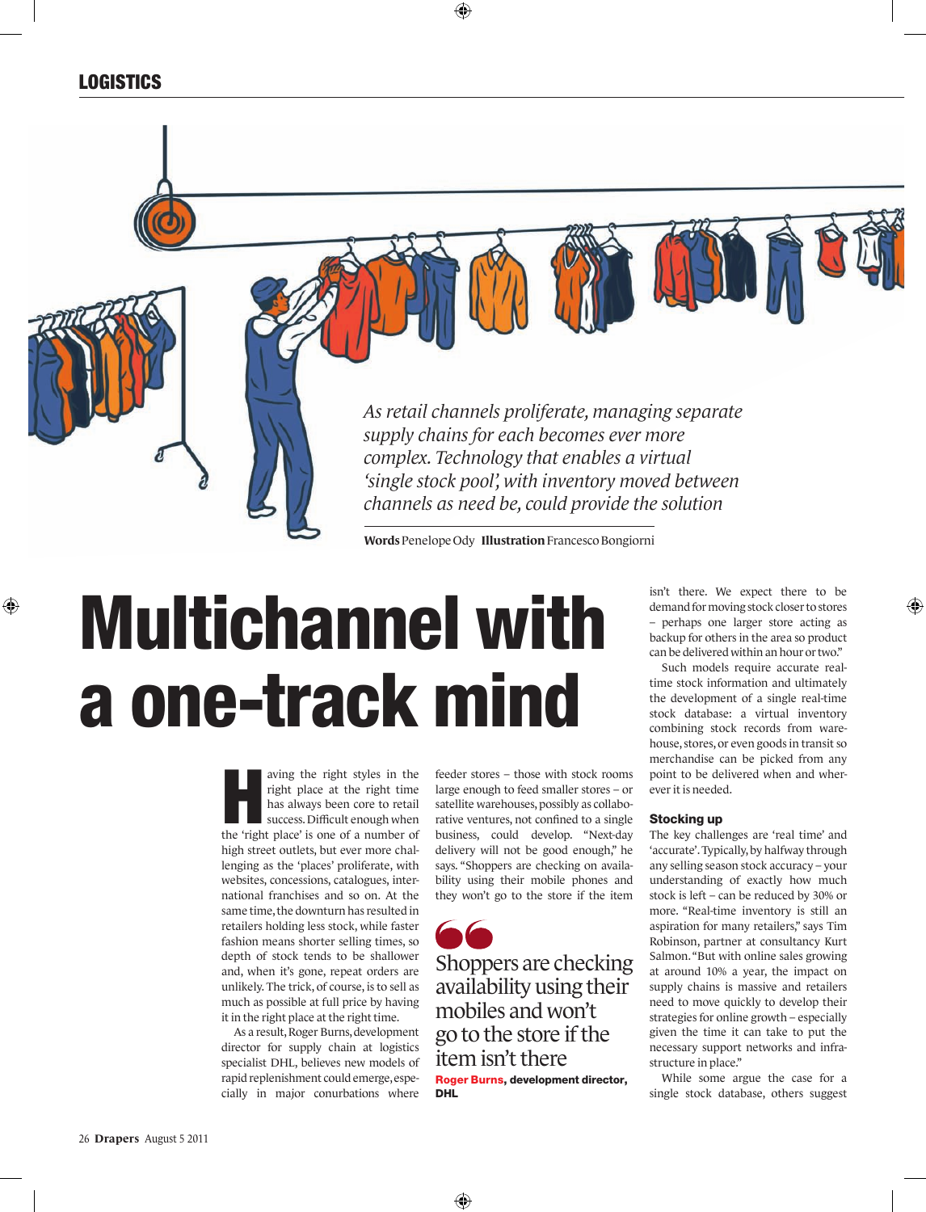# Multichannel with a one-track mind

*As retail channels proliferate, managing separate supply chains for each becomes ever more complex. Technology that enables a virtual 'single stock pool', with inventory moved between channels as need be, could provide the solution*

**Words** Penelope Ody **Illustration** Francesco Bongiorni

Having the right styles in the right place at the right time has always been core to retail success. Difficult enough when the 'right place' is one of a number of high street outlets, but ever more challenging as the 'places' proliferate, with websites, concessions, catalogues, international franchises and so on. At the same time, the downturn has resulted in retailers holding less stock, while faster fashion means shorter selling times, so depth of stock tends to be shallower and, when it's gone, repeat orders are unlikely. The trick, of course, is to sell as much as possible at full price by having it in the right place at the right time.

As a result, Roger Burns, development director for supply chain at logistics specialist DHL, believes new models of rapid replenishment could emerge, especially in major conurbations where feeder stores – those with stock rooms large enough to feed smaller stores – or satellite warehouses, possibly as collaborative ventures, not confined to a single business, could develop. "Next-day delivery will not be good enough," he says. "Shoppers are checking on availability using their mobile phones and they won't go to the store if the item isn't there. We expect there to be demand for moving stock closer to stores – perhaps one larger store acting as backup for others in the area so product can be delivered within an hour or two."

> Shoppers are checking availability using their mobiles and won't go to the store if the item isn't there
>
> **Roger Burns, development director, DHL**

Such models require accurate real-time stock information and ultimately the development of a single real-time stock database: a virtual inventory combining stock records from warehouse, stores, or even goods in transit so merchandise can be picked from any point to be delivered when and wherever it is needed.

### Stocking up

The key challenges are 'real time' and 'accurate'. Typically, by halfway through any selling season stock accuracy – your understanding of exactly how much stock is left – can be reduced by 30% or more. "Real-time inventory is still an aspiration for many retailers," says Tim Robinson, partner at consultancy Kurt Salmon. "But with online sales growing at around 10% a year, the impact on supply chains is massive and retailers need to move quickly to develop their strategies for online growth – especially given the time it can take to put the necessary support networks and infrastructure in place."

While some argue the case for a single stock database, others suggest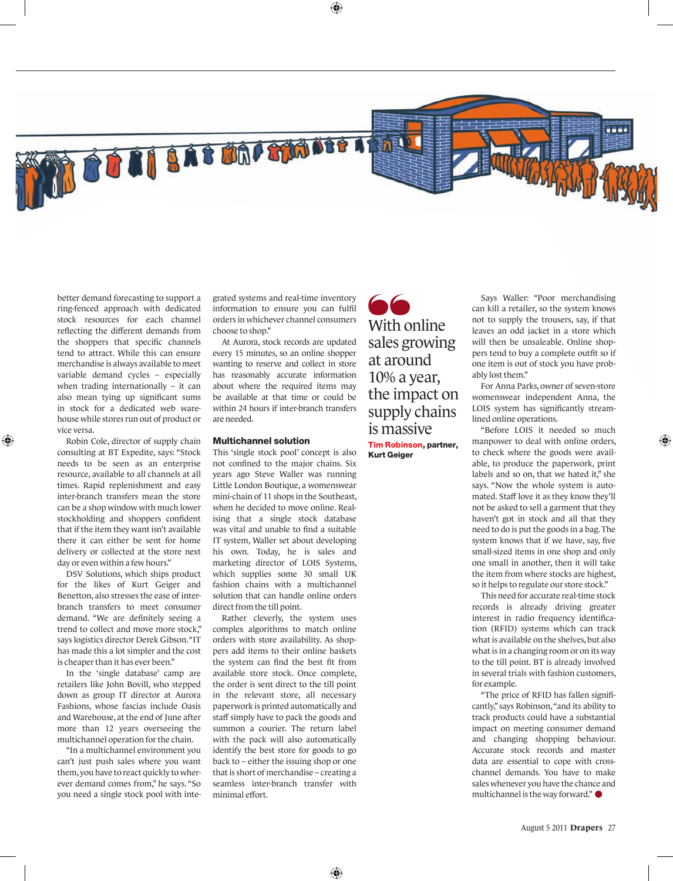better demand forecasting to support a ring-fenced approach with dedicated stock resources for each channel reflecting the different demands from the shoppers that specific channels tend to attract. While this can ensure merchandise is always available to meet variable demand cycles – especially when trading internationally – it can also mean tying up significant sums in stock for a dedicated web warehouse while stores run out of product or vice versa.

Robin Cole, director of supply chain consulting at BT Expedite, says: "Stock needs to be seen as an enterprise resource, available to all channels at all times. Rapid replenishment and easy inter-branch transfers mean the store can be a shop window with much lower stockholding and shoppers confident that if the item they want isn't available there it can either be sent for home delivery or collected at the store next day or even within a few hours."

DSV Solutions, which ships product for the likes of Kurt Geiger and Benetton, also stresses the ease of inter-branch transfers to meet consumer demand. "We are definitely seeing a trend to collect and move more stock," says logistics director Derek Gibson. "IT has made this a lot simpler and the cost is cheaper than it has ever been."

In the 'single database' camp are retailers like John Bovill, who stepped down as group IT director at Aurora Fashions, whose fascias include Oasis and Warehouse, at the end of June after more than 12 years overseeing the multichannel operation for the chain.

"In a multichannel environment you can't just push sales where you want them, you have to react quickly to wherever demand comes from," he says. "So you need a single stock pool with integrated systems and real-time inventory information to ensure you can fulfil orders in whichever channel consumers choose to shop."

At Aurora, stock records are updated every 15 minutes, so an online shopper wanting to reserve and collect in store has reasonably accurate information about where the required items may be available at that time or could be within 24 hours if inter-branch transfers are needed.

### Multichannel solution

This 'single stock pool' concept is also not confined to the major chains. Six years ago Steve Waller was running Little London Boutique, a womenswear mini-chain of 11 shops in the Southeast, when he decided to move online. Realising that a single stock database was vital and unable to find a suitable IT system, Waller set about developing his own. Today, he is sales and marketing director of LOIS Systems, which supplies some 30 small UK fashion chains with a multichannel solution that can handle online orders direct from the till point.

Rather cleverly, the system uses complex algorithms to match online orders with store availability. As shoppers add items to their online baskets the system can find the best fit from available store stock. Once complete, the order is sent direct to the till point in the relevant store, all necessary paperwork is printed automatically and staff simply have to pack the goods and summon a courier. The return label with the pack will also automatically identify the best store for goods to go back to – either the issuing shop or one that is short of merchandise – creating a seamless inter-branch transfer with minimal effort.

> "With online sales growing at around 10% a year, the impact on supply chains is massive
>
> **Tim Robinson, partner, Kurt Geiger**

Says Waller: "Poor merchandising can kill a retailer, so the system knows not to supply the trousers, say, if that leaves an odd jacket in a store which will then be unsaleable. Online shoppers tend to buy a complete outfit so if one item is out of stock you have probably lost them."

For Anna Parks, owner of seven-store womenswear independent Anna, the LOIS system has significantly streamlined online operations.

"Before LOIS it needed so much manpower to deal with online orders, to check where the goods were available, to produce the paperwork, print labels and so on, that we hated it," she says. "Now the whole system is automated. Staff love it as they know they'll not be asked to sell a garment that they haven't got in stock and all that they need to do is put the goods in a bag. The system knows that if we have, say, five small-sized items in one shop and only one small in another, then it will take the item from where stocks are highest, so it helps to regulate our store stock."

This need for accurate real-time stock records is already driving greater interest in radio frequency identification (RFID) systems which can track what is available on the shelves, but also what is in a changing room or on its way to the till point. BT is already involved in several trials with fashion customers, for example.

"The price of RFID has fallen significantly," says Robinson, "and its ability to track products could have a substantial impact on meeting consumer demand and changing shopping behaviour. Accurate stock records and master data are essential to cope with cross-channel demands. You have to make sales whenever you have the chance and multichannel is the way forward."